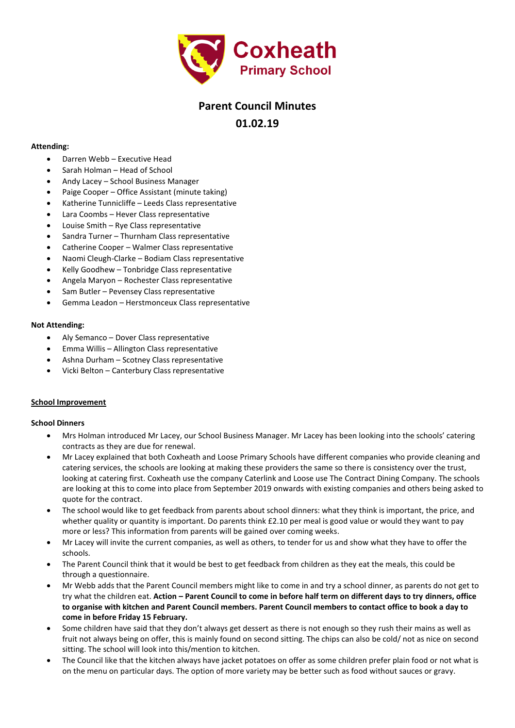**Coxheath**
**Primary School**

# Parent Council Minutes

## 01.02.19

**Attending:**

- Darren Webb – Executive Head
- Sarah Holman – Head of School
- Andy Lacey – School Business Manager
- Paige Cooper – Office Assistant (minute taking)
- Katherine Tunnicliffe – Leeds Class representative
- Lara Coombs – Hever Class representative
- Louise Smith – Rye Class representative
- Sandra Turner – Thurnham Class representative
- Catherine Cooper – Walmer Class representative
- Naomi Cleugh-Clarke – Bodiam Class representative
- Kelly Goodhew – Tonbridge Class representative
- Angela Maryon – Rochester Class representative
- Sam Butler – Pevensey Class representative
- Gemma Leadon – Herstmonceux Class representative

**Not Attending:**

- Aly Semanco – Dover Class representative
- Emma Willis – Allington Class representative
- Ashna Durham – Scotney Class representative
- Vicki Belton – Canterbury Class representative

**School Improvement**

**School Dinners**

- Mrs Holman introduced Mr Lacey, our School Business Manager. Mr Lacey has been looking into the schools' catering contracts as they are due for renewal.
- Mr Lacey explained that both Coxheath and Loose Primary Schools have different companies who provide cleaning and catering services, the schools are looking at making these providers the same so there is consistency over the trust, looking at catering first. Coxheath use the company Caterlink and Loose use The Contract Dining Company. The schools are looking at this to come into place from September 2019 onwards with existing companies and others being asked to quote for the contract.
- The school would like to get feedback from parents about school dinners: what they think is important, the price, and whether quality or quantity is important. Do parents think £2.10 per meal is good value or would they want to pay more or less? This information from parents will be gained over coming weeks.
- Mr Lacey will invite the current companies, as well as others, to tender for us and show what they have to offer the schools.
- The Parent Council think that it would be best to get feedback from children as they eat the meals, this could be through a questionnaire.
- Mr Webb adds that the Parent Council members might like to come in and try a school dinner, as parents do not get to try what the children eat. **Action – Parent Council to come in before half term on different days to try dinners, office to organise with kitchen and Parent Council members. Parent Council members to contact office to book a day to come in before Friday 15 February.**
- Some children have said that they don't always get dessert as there is not enough so they rush their mains as well as fruit not always being on offer, this is mainly found on second sitting. The chips can also be cold/ not as nice on second sitting. The school will look into this/mention to kitchen.
- The Council like that the kitchen always have jacket potatoes on offer as some children prefer plain food or not what is on the menu on particular days. The option of more variety may be better such as food without sauces or gravy.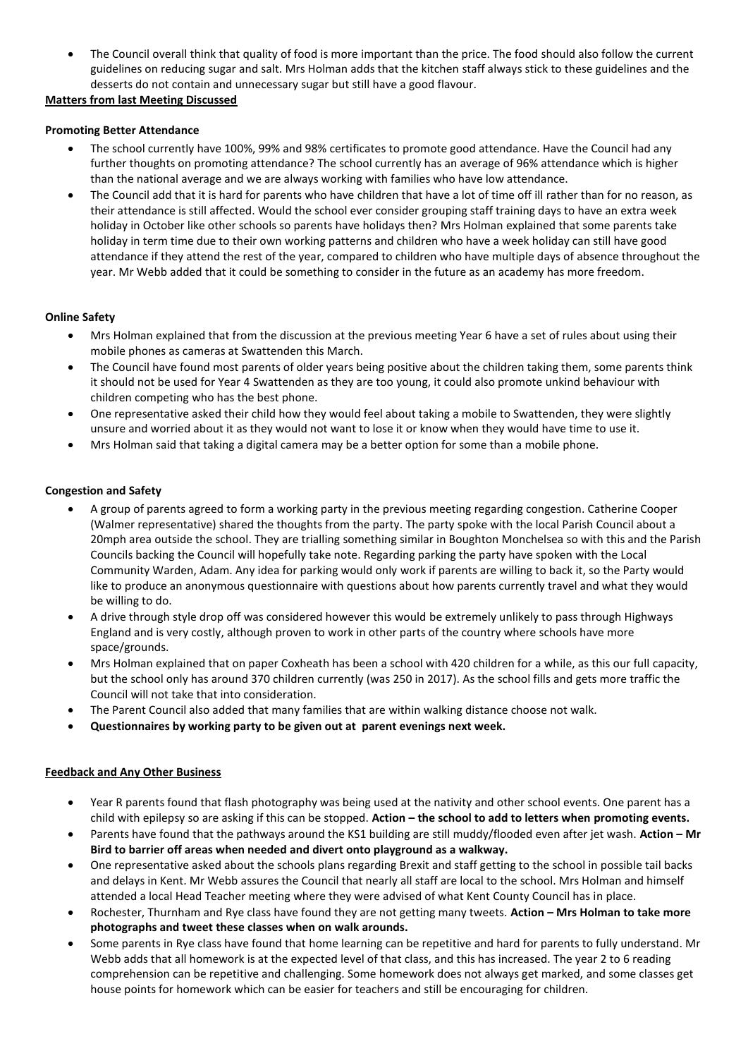- The Council overall think that quality of food is more important than the price. The food should also follow the current guidelines on reducing sugar and salt. Mrs Holman adds that the kitchen staff always stick to these guidelines and the desserts do not contain and unnecessary sugar but still have a good flavour.

**Matters from last Meeting Discussed**

**Promoting Better Attendance**

- The school currently have 100%, 99% and 98% certificates to promote good attendance. Have the Council had any further thoughts on promoting attendance? The school currently has an average of 96% attendance which is higher than the national average and we are always working with families who have low attendance.
- The Council add that it is hard for parents who have children that have a lot of time off ill rather than for no reason, as their attendance is still affected. Would the school ever consider grouping staff training days to have an extra week holiday in October like other schools so parents have holidays then? Mrs Holman explained that some parents take holiday in term time due to their own working patterns and children who have a week holiday can still have good attendance if they attend the rest of the year, compared to children who have multiple days of absence throughout the year. Mr Webb added that it could be something to consider in the future as an academy has more freedom.

**Online Safety**

- Mrs Holman explained that from the discussion at the previous meeting Year 6 have a set of rules about using their mobile phones as cameras at Swattenden this March.
- The Council have found most parents of older years being positive about the children taking them, some parents think it should not be used for Year 4 Swattenden as they are too young, it could also promote unkind behaviour with children competing with who has the best phone.
- One representative asked their child how they would feel about taking a mobile to Swattenden, they were slightly unsure and worried about it as they would not want to lose it or know when they would have time to use it.
- Mrs Holman said that taking a digital camera may be a better option for some than a mobile phone.

**Congestion and Safety**

- A group of parents agreed to form a working party in the previous meeting regarding congestion. Catherine Cooper (Walmer representative) shared the thoughts from the party. The party spoke with the local Parish Council about a 20mph area outside the school. They are trialling something similar in Boughton Monchelsea so with this and the Parish Councils backing the Council will hopefully take note. Regarding parking the party have spoken with the Local Community Warden, Adam. Any idea for parking would only work if parents are willing to back it, so the Party would like to produce an anonymous questionnaire with questions about how parents currently travel and what they would be willing to do.
- A drive through style drop off was considered however this would be extremely unlikely to pass through Highways England and is very costly, although proven to work in other parts of the country where schools have more space/grounds.
- Mrs Holman explained that on paper Coxheath has been a school with 420 children for a while, as this our full capacity, but the school only has around 370 children currently (was 250 in 2017). As the school fills and gets more traffic the Council will not take that into consideration.
- The Parent Council also added that many families that are within walking distance choose not walk.
- **Questionnaires by working party to be given out at parent evenings next week.**

**Feedback and Any Other Business**

- Year R parents found that flash photography was being used at the nativity and other school events. One parent has a child with epilepsy so are asking if this can be stopped. **Action – the school to add to letters when promoting events.**
- Parents have found that the pathways around the KS1 building are still muddy/flooded even after jet wash. **Action – Mr Bird to barrier off areas when needed and divert onto playground as a walkway.**
- One representative asked about the schools plans regarding Brexit and staff getting to the school in possible tail backs and delays in Kent. Mr Webb assures the Council that nearly all staff are local to the school. Mrs Holman and himself attended a local Head Teacher meeting where they were advised of what Kent County Council has in place.
- Rochester, Thurnham and Rye class have found they are not getting many tweets. **Action – Mrs Holman to take more photographs and tweet these classes when on walk arounds.**
- Some parents in Rye class have found that home learning can be repetitive and hard for parents to fully understand. Mr Webb adds that all homework is at the expected level of that class, and this has increased. The year 2 to 6 reading comprehension can be repetitive and challenging. Some homework does not always get marked, and some classes get house points for homework which can be easier for teachers and still be encouraging for children.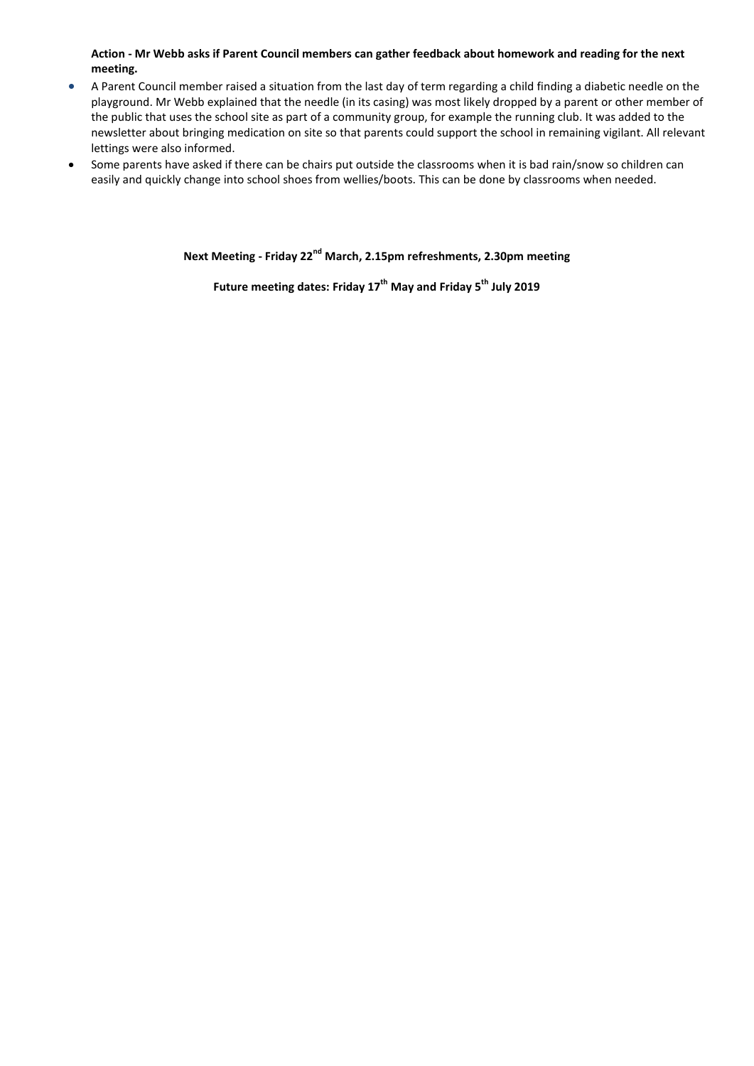**Action - Mr Webb asks if Parent Council members can gather feedback about homework and reading for the next meeting.**

- A Parent Council member raised a situation from the last day of term regarding a child finding a diabetic needle on the playground. Mr Webb explained that the needle (in its casing) was most likely dropped by a parent or other member of the public that uses the school site as part of a community group, for example the running club. It was added to the newsletter about bringing medication on site so that parents could support the school in remaining vigilant. All relevant lettings were also informed.
- Some parents have asked if there can be chairs put outside the classrooms when it is bad rain/snow so children can easily and quickly change into school shoes from wellies/boots. This can be done by classrooms when needed.

**Next Meeting - Friday 22nd March, 2.15pm refreshments, 2.30pm meeting**

**Future meeting dates: Friday 17th May and Friday 5th July 2019**